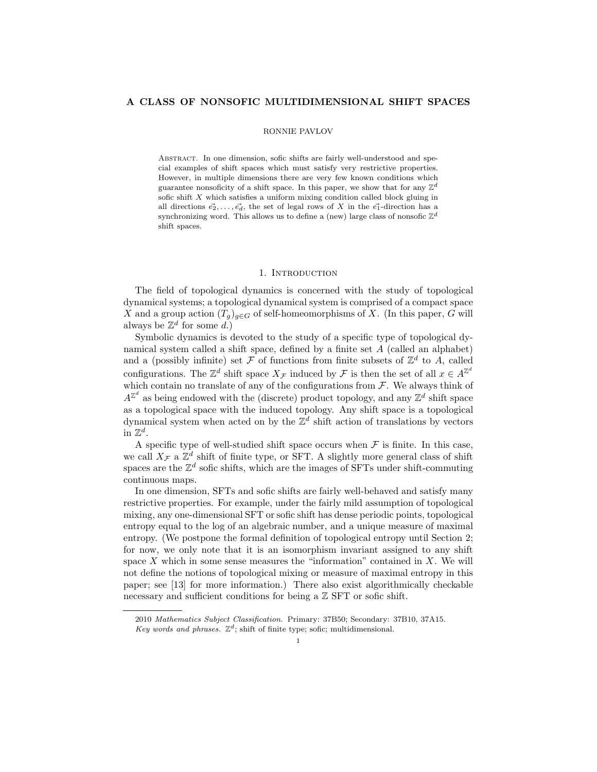# A CLASS OF NONSOFIC MULTIDIMENSIONAL SHIFT SPACES

RONNIE PAVLOV

Abstract. In one dimension, sofic shifts are fairly well-understood and special examples of shift spaces which must satisfy very restrictive properties. However, in multiple dimensions there are very few known conditions which guarantee nonsoficity of a shift space. In this paper, we show that for any $\mathbb{Z}^d$ sofic shift $X$ which satisfies a uniform mixing condition called block gluing in all directions $\vec{e_2}, \ldots, \vec{e_d}$, the set of legal rows of $X$ in the $\vec{e_1}$-direction has a synchronizing word. This allows us to define a (new) large class of nonsofic $\mathbb{Z}^d$ shift spaces.

## 1. Introduction

The field of topological dynamics is concerned with the study of topological dynamical systems; a topological dynamical system is comprised of a compact space $X$ and a group action $(T_g)_{g \in G}$ of self-homeomorphisms of $X$. (In this paper, $G$ will always be $\mathbb{Z}^d$ for some $d$.)

Symbolic dynamics is devoted to the study of a specific type of topological dynamical system called a shift space, defined by a finite set $A$ (called an alphabet) and a (possibly infinite) set $\mathcal{F}$ of functions from finite subsets of $\mathbb{Z}^d$ to $A$, called configurations. The $\mathbb{Z}^d$ shift space $X_{\mathcal{F}}$ induced by $\mathcal{F}$ is then the set of all $x \in A^{\mathbb{Z}^d}$ which contain no translate of any of the configurations from $\mathcal{F}$. We always think of $A^{\mathbb{Z}^d}$ as being endowed with the (discrete) product topology, and any $\mathbb{Z}^d$ shift space as a topological space with the induced topology. Any shift space is a topological dynamical system when acted on by the $\mathbb{Z}^d$ shift action of translations by vectors in $\mathbb{Z}^d$.

A specific type of well-studied shift space occurs when $\mathcal{F}$ is finite. In this case, we call $X_{\mathcal{F}}$ a $\mathbb{Z}^d$ shift of finite type, or SFT. A slightly more general class of shift spaces are the $\mathbb{Z}^d$ sofic shifts, which are the images of SFTs under shift-commuting continuous maps.

In one dimension, SFTs and sofic shifts are fairly well-behaved and satisfy many restrictive properties. For example, under the fairly mild assumption of topological mixing, any one-dimensional SFT or sofic shift has dense periodic points, topological entropy equal to the log of an algebraic number, and a unique measure of maximal entropy. (We postpone the formal definition of topological entropy until Section 2; for now, we only note that it is an isomorphism invariant assigned to any shift space $X$ which in some sense measures the "information" contained in $X$. We will not define the notions of topological mixing or measure of maximal entropy in this paper; see [13] for more information.) There also exist algorithmically checkable necessary and sufficient conditions for being a $\mathbb{Z}$ SFT or sofic shift.

---

2010 *Mathematics Subject Classification.* Primary: 37B50; Secondary: 37B10, 37A15.
*Key words and phrases.* $\mathbb{Z}^d$; shift of finite type; sofic; multidimensional.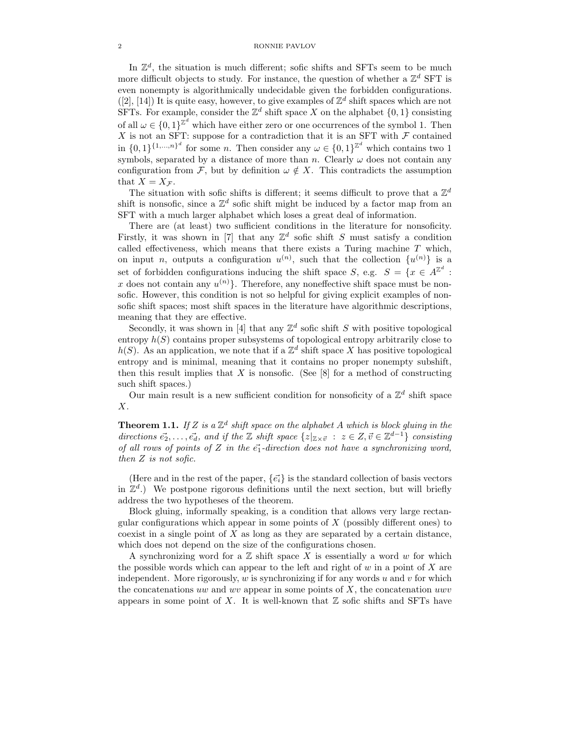In $\mathbb{Z}^d$, the situation is much different; sofic shifts and SFTs seem to be much more difficult objects to study. For instance, the question of whether a $\mathbb{Z}^d$ SFT is even nonempty is algorithmically undecidable given the forbidden configurations. ([2], [14]) It is quite easy, however, to give examples of $\mathbb{Z}^d$ shift spaces which are not SFTs. For example, consider the $\mathbb{Z}^d$ shift space $X$ on the alphabet $\{0, 1\}$ consisting of all $\omega \in \{0,1\}^{\mathbb{Z}^d}$ which have either zero or one occurrences of the symbol 1. Then $X$ is not an SFT: suppose for a contradiction that it is an SFT with $\mathcal{F}$ contained in $\{0,1\}^{\{1,\ldots,n\}^d}$ for some $n$. Then consider any $\omega \in \{0,1\}^{\mathbb{Z}^d}$ which contains two 1 symbols, separated by a distance of more than $n$. Clearly $\omega$ does not contain any configuration from $\mathcal{F}$, but by definition $\omega \notin X$. This contradicts the assumption that $X = X_{\mathcal{F}}$.

The situation with sofic shifts is different; it seems difficult to prove that a $\mathbb{Z}^d$ shift is nonsofic, since a $\mathbb{Z}^d$ sofic shift might be induced by a factor map from an SFT with a much larger alphabet which loses a great deal of information.

There are (at least) two sufficient conditions in the literature for nonsoficity. Firstly, it was shown in [7] that any $\mathbb{Z}^d$ sofic shift $S$ must satisfy a condition called effectiveness, which means that there exists a Turing machine $T$ which, on input $n$, outputs a configuration $u^{(n)}$, such that the collection $\{u^{(n)}\}$ is a set of forbidden configurations inducing the shift space $S$, e.g. $S = \{x \in A^{\mathbb{Z}^d} : x \text{ does not contain any } u^{(n)}\}$. Therefore, any noneffective shift space must be nonsofic. However, this condition is not so helpful for giving explicit examples of nonsofic shift spaces; most shift spaces in the literature have algorithmic descriptions, meaning that they are effective.

Secondly, it was shown in [4] that any $\mathbb{Z}^d$ sofic shift $S$ with positive topological entropy $h(S)$ contains proper subsystems of topological entropy arbitrarily close to $h(S)$. As an application, we note that if a $\mathbb{Z}^d$ shift space $X$ has positive topological entropy and is minimal, meaning that it contains no proper nonempty subshift, then this result implies that $X$ is nonsofic. (See [8] for a method of constructing such shift spaces.)

Our main result is a new sufficient condition for nonsoficity of a $\mathbb{Z}^d$ shift space $X$.

**Theorem 1.1.** *If $Z$ is a $\mathbb{Z}^d$ shift space on the alphabet $A$ which is block gluing in the directions $\vec{e_2}, \ldots, \vec{e_d}$, and if the $\mathbb{Z}$ shift space $\{z|_{\mathbb{Z}\times\vec{v}} \ : \ z \in Z, \vec{v} \in \mathbb{Z}^{d-1}\}$ consisting of all rows of points of $Z$ in the $\vec{e_1}$-direction does not have a synchronizing word, then $Z$ is not sofic.*

(Here and in the rest of the paper, $\{\vec{e_i}\}$ is the standard collection of basis vectors in $\mathbb{Z}^d$.) We postpone rigorous definitions until the next section, but will briefly address the two hypotheses of the theorem.

Block gluing, informally speaking, is a condition that allows very large rectangular configurations which appear in some points of $X$ (possibly different ones) to coexist in a single point of $X$ as long as they are separated by a certain distance, which does not depend on the size of the configurations chosen.

A synchronizing word for a $\mathbb{Z}$ shift space $X$ is essentially a word $w$ for which the possible words which can appear to the left and right of $w$ in a point of $X$ are independent. More rigorously, $w$ is synchronizing if for any words $u$ and $v$ for which the concatenations $uw$ and $wv$ appear in some points of $X$, the concatenation $uwv$ appears in some point of $X$. It is well-known that $\mathbb{Z}$ sofic shifts and SFTs have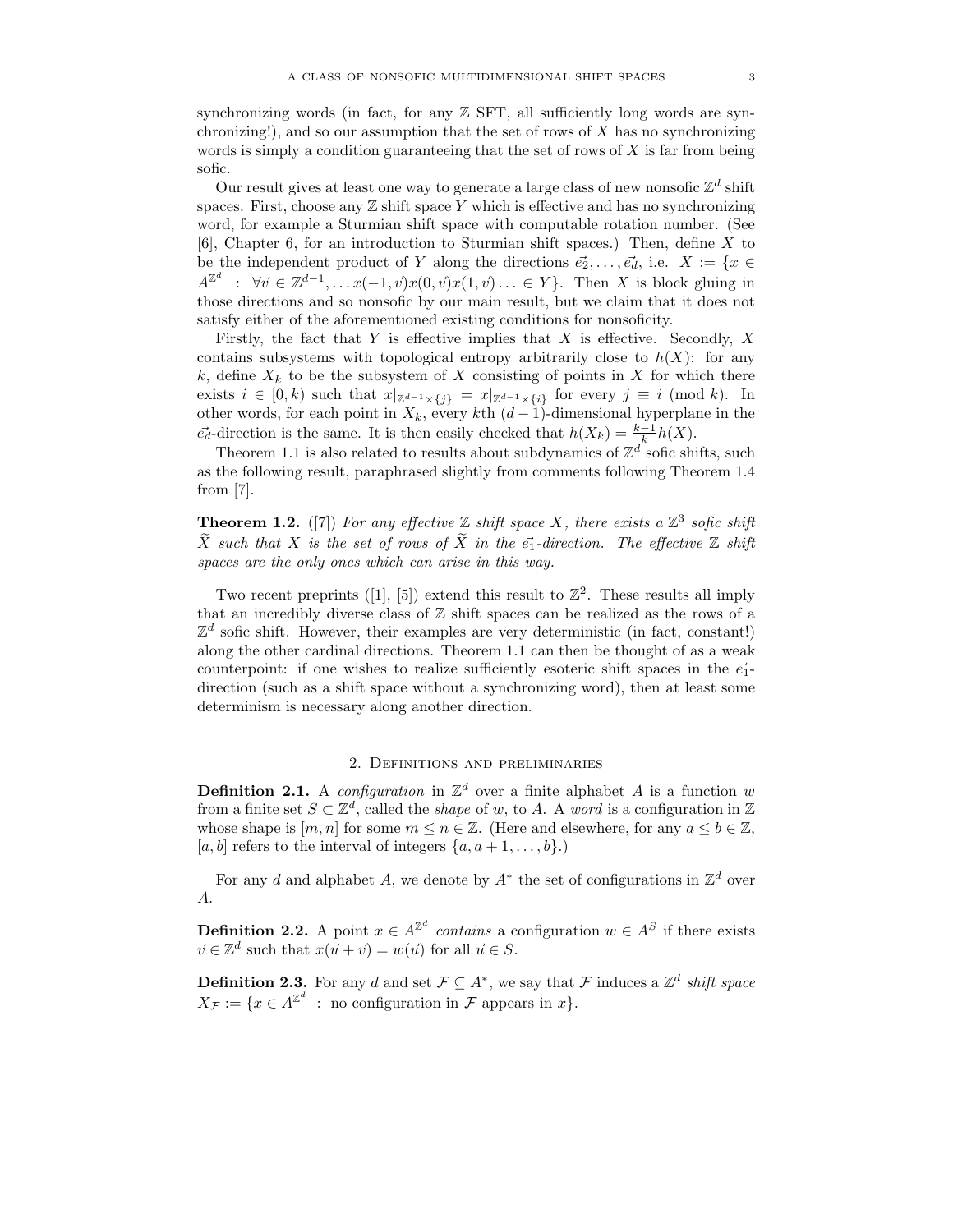synchronizing words (in fact, for any $\mathbb{Z}$ SFT, all sufficiently long words are synchronizing!), and so our assumption that the set of rows of $X$ has no synchronizing words is simply a condition guaranteeing that the set of rows of $X$ is far from being sofic.

Our result gives at least one way to generate a large class of new nonsofic $\mathbb{Z}^d$ shift spaces. First, choose any $\mathbb{Z}$ shift space $Y$ which is effective and has no synchronizing word, for example a Sturmian shift space with computable rotation number. (See [6], Chapter 6, for an introduction to Sturmian shift spaces.) Then, define $X$ to be the independent product of $Y$ along the directions $\vec{e_2}, \ldots, \vec{e_d}$, i.e. $X := \{x \in A^{\mathbb{Z}^d} \ : \ \forall \vec{v} \in \mathbb{Z}^{d-1}, \ldots x(-1,\vec{v})x(0,\vec{v})x(1,\vec{v}) \ldots \in Y\}$. Then $X$ is block gluing in those directions and so nonsofic by our main result, but we claim that it does not satisfy either of the aforementioned existing conditions for nonsoficity.

Firstly, the fact that $Y$ is effective implies that $X$ is effective. Secondly, $X$ contains subsystems with topological entropy arbitrarily close to $h(X)$: for any $k$, define $X_k$ to be the subsystem of $X$ consisting of points in $X$ for which there exists $i \in [0, k)$ such that $x|_{\mathbb{Z}^{d-1} \times \{j\}} = x|_{\mathbb{Z}^{d-1} \times \{i\}}$ for every $j \equiv i \pmod{k}$. In other words, for each point in $X_k$, every $k$th $(d-1)$-dimensional hyperplane in the $\vec{e_d}$-direction is the same. It is then easily checked that $h(X_k) = \frac{k-1}{k} h(X)$.

Theorem 1.1 is also related to results about subdynamics of $\mathbb{Z}^d$ sofic shifts, such as the following result, paraphrased slightly from comments following Theorem 1.4 from [7].

**Theorem 1.2.** ([7]) *For any effective $\mathbb{Z}$ shift space $X$, there exists a $\mathbb{Z}^3$ sofic shift $\widetilde{X}$ such that $X$ is the set of rows of $\widetilde{X}$ in the $\vec{e_1}$-direction. The effective $\mathbb{Z}$ shift spaces are the only ones which can arise in this way.*

Two recent preprints ([1], [5]) extend this result to $\mathbb{Z}^2$. These results all imply that an incredibly diverse class of $\mathbb{Z}$ shift spaces can be realized as the rows of a $\mathbb{Z}^d$ sofic shift. However, their examples are very deterministic (in fact, constant!) along the other cardinal directions. Theorem 1.1 can then be thought of as a weak counterpoint: if one wishes to realize sufficiently esoteric shift spaces in the $\vec{e_1}$-direction (such as a shift space without a synchronizing word), then at least some determinism is necessary along another direction.

## 2. Definitions and preliminaries

**Definition 2.1.** A *configuration* in $\mathbb{Z}^d$ over a finite alphabet $A$ is a function $w$ from a finite set $S \subset \mathbb{Z}^d$, called the *shape* of $w$, to $A$. A *word* is a configuration in $\mathbb{Z}$ whose shape is $[m, n]$ for some $m \leq n \in \mathbb{Z}$. (Here and elsewhere, for any $a \leq b \in \mathbb{Z}$, $[a, b]$ refers to the interval of integers $\{a, a+1, \ldots, b\}$.)

For any $d$ and alphabet $A$, we denote by $A^*$ the set of configurations in $\mathbb{Z}^d$ over $A$.

**Definition 2.2.** A point $x \in A^{\mathbb{Z}^d}$ *contains* a configuration $w \in A^S$ if there exists $\vec{v} \in \mathbb{Z}^d$ such that $x(\vec{u} + \vec{v}) = w(\vec{u})$ for all $\vec{u} \in S$.

**Definition 2.3.** For any $d$ and set $\mathcal{F} \subseteq A^*$, we say that $\mathcal{F}$ induces a $\mathbb{Z}^d$ *shift space* $X_{\mathcal{F}} := \{x \in A^{\mathbb{Z}^d} \ : \ \text{no configuration in } \mathcal{F} \text{ appears in } x\}$.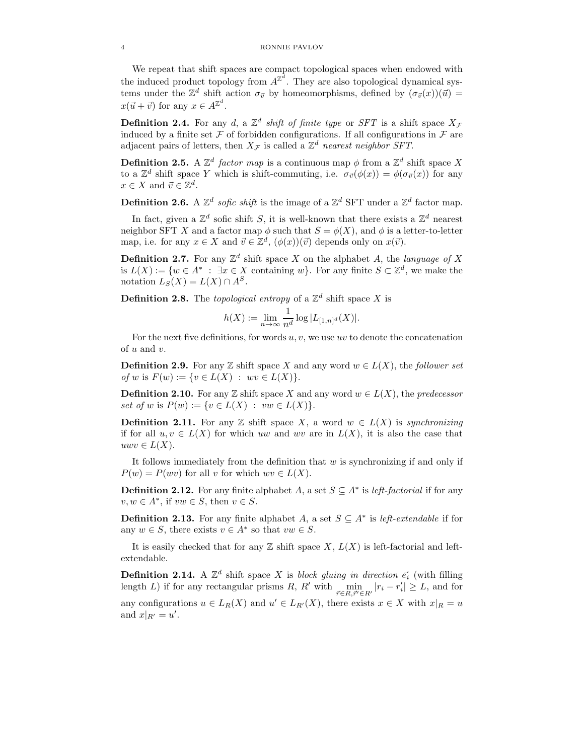We repeat that shift spaces are compact topological spaces when endowed with the induced product topology from $A^{\mathbb{Z}^d}$. They are also topological dynamical systems under the $\mathbb{Z}^d$ shift action $\sigma_{\vec{v}}$ by homeomorphisms, defined by $(\sigma_{\vec{v}}(x))(\vec{u}) = x(\vec{u} + \vec{v})$ for any $x \in A^{\mathbb{Z}^d}$.

**Definition 2.4.** For any $d$, a $\mathbb{Z}^d$ *shift of finite type* or *SFT* is a shift space $X_{\mathcal{F}}$ induced by a finite set $\mathcal{F}$ of forbidden configurations. If all configurations in $\mathcal{F}$ are adjacent pairs of letters, then $X_{\mathcal{F}}$ is called a $\mathbb{Z}^d$ *nearest neighbor SFT*.

**Definition 2.5.** A $\mathbb{Z}^d$ *factor map* is a continuous map $\phi$ from a $\mathbb{Z}^d$ shift space $X$ to a $\mathbb{Z}^d$ shift space $Y$ which is shift-commuting, i.e. $\sigma_{\vec{v}}(\phi(x)) = \phi(\sigma_{\vec{v}}(x))$ for any $x \in X$ and $\vec{v} \in \mathbb{Z}^d$.

**Definition 2.6.** A $\mathbb{Z}^d$ *sofic shift* is the image of a $\mathbb{Z}^d$ SFT under a $\mathbb{Z}^d$ factor map.

In fact, given a $\mathbb{Z}^d$ sofic shift $S$, it is well-known that there exists a $\mathbb{Z}^d$ nearest neighbor SFT $X$ and a factor map $\phi$ such that $S = \phi(X)$, and $\phi$ is a letter-to-letter map, i.e. for any $x \in X$ and $\vec{v} \in \mathbb{Z}^d$, $(\phi(x))(\vec{v})$ depends only on $x(\vec{v})$.

**Definition 2.7.** For any $\mathbb{Z}^d$ shift space $X$ on the alphabet $A$, the *language of* $X$ is $L(X) := \{w \in A^* \ : \ \exists x \in X \text{ containing } w\}$. For any finite $S \subset \mathbb{Z}^d$, we make the notation $L_S(X) = L(X) \cap A^S$.

**Definition 2.8.** The *topological entropy* of a $\mathbb{Z}^d$ shift space $X$ is

$$h(X) := \lim_{n \to \infty} \frac{1}{n^d} \log |L_{[1,n]^d}(X)|.$$

For the next five definitions, for words $u, v$, we use $uv$ to denote the concatenation of $u$ and $v$.

**Definition 2.9.** For any $\mathbb{Z}$ shift space $X$ and any word $w \in L(X)$, the *follower set of* $w$ is $F(w) := \{v \in L(X) \ : \ wv \in L(X)\}$.

**Definition 2.10.** For any $\mathbb{Z}$ shift space $X$ and any word $w \in L(X)$, the *predecessor set of* $w$ is $P(w) := \{v \in L(X) \ : \ vw \in L(X)\}$.

**Definition 2.11.** For any $\mathbb{Z}$ shift space $X$, a word $w \in L(X)$ is *synchronizing* if for all $u, v \in L(X)$ for which $uw$ and $wv$ are in $L(X)$, it is also the case that $uwv \in L(X)$.

It follows immediately from the definition that $w$ is synchronizing if and only if $P(w) = P(wv)$ for all $v$ for which $wv \in L(X)$.

**Definition 2.12.** For any finite alphabet $A$, a set $S \subseteq A^*$ is *left-factorial* if for any $v, w \in A^*$, if $vw \in S$, then $v \in S$.

**Definition 2.13.** For any finite alphabet $A$, a set $S \subseteq A^*$ is *left-extendable* if for any $w \in S$, there exists $v \in A^*$ so that $vw \in S$.

It is easily checked that for any $\mathbb{Z}$ shift space $X$, $L(X)$ is left-factorial and left-extendable.

**Definition 2.14.** A $\mathbb{Z}^d$ shift space $X$ is *block gluing in direction* $\vec{e_i}$ (with filling length $L$) if for any rectangular prisms $R$, $R'$ with $\min\limits_{\vec{r} \in R, \vec{r}' \in R'} |r_i - r'_i| \geq L$, and for any configurations $u \in L_R(X)$ and $u' \in L_{R'}(X)$, there exists $x \in X$ with $x|_R = u$ and $x|_{R'} = u'$.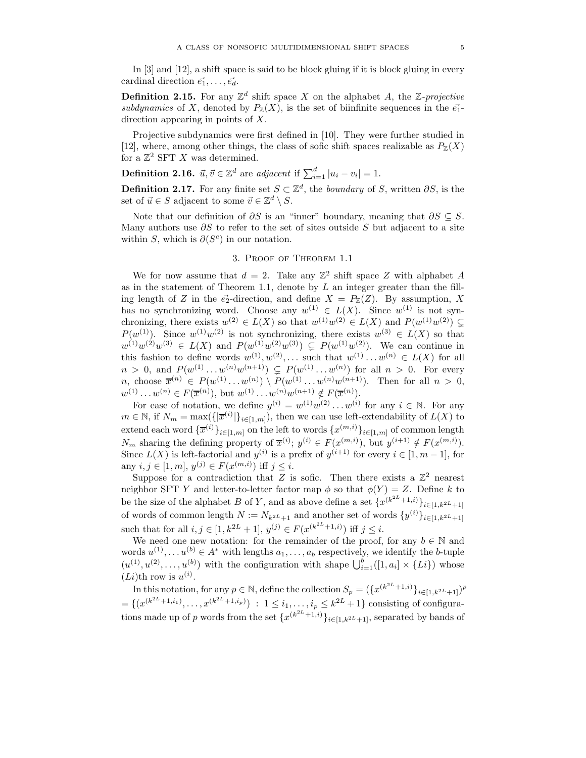In [3] and [12], a shift space is said to be block gluing if it is block gluing in every cardinal direction $\vec{e_1}, \ldots, \vec{e_d}$.

**Definition 2.15.** For any $\mathbb{Z}^d$ shift space $X$ on the alphabet $A$, the *$\mathbb{Z}$-projective subdynamics* of $X$, denoted by $P_{\mathbb{Z}}(X)$, is the set of biinfinite sequences in the $\vec{e_1}$-direction appearing in points of $X$.

Projective subdynamics were first defined in [10]. They were further studied in [12], where, among other things, the class of sofic shift spaces realizable as $P_{\mathbb{Z}}(X)$ for a $\mathbb{Z}^2$ SFT $X$ was determined.

**Definition 2.16.** $\vec{u}, \vec{v} \in \mathbb{Z}^d$ are *adjacent* if $\sum_{i=1}^d |u_i - v_i| = 1$.

**Definition 2.17.** For any finite set $S \subset \mathbb{Z}^d$, the *boundary* of $S$, written $\partial S$, is the set of $\vec{u} \in S$ adjacent to some $\vec{v} \in \mathbb{Z}^d \setminus S$.

Note that our definition of $\partial S$ is an "inner" boundary, meaning that $\partial S \subseteq S$. Many authors use $\partial S$ to refer to the set of sites outside $S$ but adjacent to a site within $S$, which is $\partial(S^c)$ in our notation.

## 3. Proof of Theorem 1.1

We for now assume that $d = 2$. Take any $\mathbb{Z}^2$ shift space $Z$ with alphabet $A$ as in the statement of Theorem 1.1, denote by $L$ an integer greater than the filling length of $Z$ in the $\vec{e_2}$-direction, and define $X = P_{\mathbb{Z}}(Z)$. By assumption, $X$ has no synchronizing word. Choose any $w^{(1)} \in L(X)$. Since $w^{(1)}$ is not synchronizing, there exists $w^{(2)} \in L(X)$ so that $w^{(1)}w^{(2)} \in L(X)$ and $P(w^{(1)}w^{(2)}) \subsetneq P(w^{(1)})$. Since $w^{(1)}w^{(2)}$ is not synchronizing, there exists $w^{(3)} \in L(X)$ so that $w^{(1)}w^{(2)}w^{(3)} \in L(X)$ and $P(w^{(1)}w^{(2)}w^{(3)}) \subsetneq P(w^{(1)}w^{(2)})$. We can continue in this fashion to define words $w^{(1)}, w^{(2)}, \ldots$ such that $w^{(1)} \ldots w^{(n)} \in L(X)$ for all $n > 0$, and $P(w^{(1)} \ldots w^{(n)}w^{(n+1)}) \subsetneq P(w^{(1)} \ldots w^{(n)})$ for all $n > 0$. For every $n$, choose $\overline{x}^{(n)} \in P(w^{(1)} \ldots w^{(n)}) \setminus P(w^{(1)} \ldots w^{(n)}w^{(n+1)})$. Then for all $n > 0$, $w^{(1)} \ldots w^{(n)} \in F(\overline{x}^{(n)})$, but $w^{(1)} \ldots w^{(n)}w^{(n+1)} \notin F(\overline{x}^{(n)})$.

For ease of notation, we define $y^{(i)} = w^{(1)}w^{(2)} \ldots w^{(i)}$ for any $i \in \mathbb{N}$. For any $m \in \mathbb{N}$, if $N_m = \max(\{|\overline{x}^{(i)}|\}_{i \in [1,m]})$, then we can use left-extendability of $L(X)$ to extend each word $\{\overline{x}^{(i)}\}_{i \in [1,m]}$ on the left to words $\{x^{(m,i)}\}_{i \in [1,m]}$ of common length $N_m$ sharing the defining property of $\overline{x}^{(i)}$; $y^{(i)} \in F(x^{(m,i)})$, but $y^{(i+1)} \notin F(x^{(m,i)})$. Since $L(X)$ is left-factorial and $y^{(i)}$ is a prefix of $y^{(i+1)}$ for every $i \in [1, m-1]$, for any $i, j \in [1, m]$, $y^{(j)} \in F(x^{(m,i)})$ iff $j \leq i$.

Suppose for a contradiction that $Z$ is sofic. Then there exists a $\mathbb{Z}^2$ nearest neighbor SFT $Y$ and letter-to-letter factor map $\phi$ so that $\phi(Y) = Z$. Define $k$ to be the size of the alphabet $B$ of $Y$, and as above define a set $\{x^{(k^{2L}+1,i)}\}_{i \in [1,k^{2L}+1]}$ of words of common length $N := N_{k^{2L}+1}$ and another set of words $\{y^{(i)}\}_{i \in [1,k^{2L}+1]}$ such that for all $i, j \in [1, k^{2L}+1]$, $y^{(j)} \in F(x^{(k^{2L}+1,i)})$ iff $j \leq i$.

We need one new notation: for the remainder of the proof, for any $b \in \mathbb{N}$ and words $u^{(1)}, \ldots u^{(b)} \in A^*$ with lengths $a_1, \ldots, a_b$ respectively, we identify the $b$-tuple $(u^{(1)}, u^{(2)}, \ldots, u^{(b)})$ with the configuration with shape $\bigcup_{i=1}^b([1, a_i] \times \{Li\})$ whose $(Li)$th row is $u^{(i)}$.

In this notation, for any $p \in \mathbb{N}$, define the collection $S_p = (\{x^{(k^{2L}+1,i)}\}_{i \in [1,k^{2L}+1]})^p$ $= \{(x^{(k^{2L}+1,i_1)}, \ldots, x^{(k^{2L}+1,i_p)}) \ : \ 1 \leq i_1, \ldots, i_p \leq k^{2L}+1\}$ consisting of configurations made up of $p$ words from the set $\{x^{(k^{2L}+1,i)}\}_{i \in [1,k^{2L}+1]}$, separated by bands of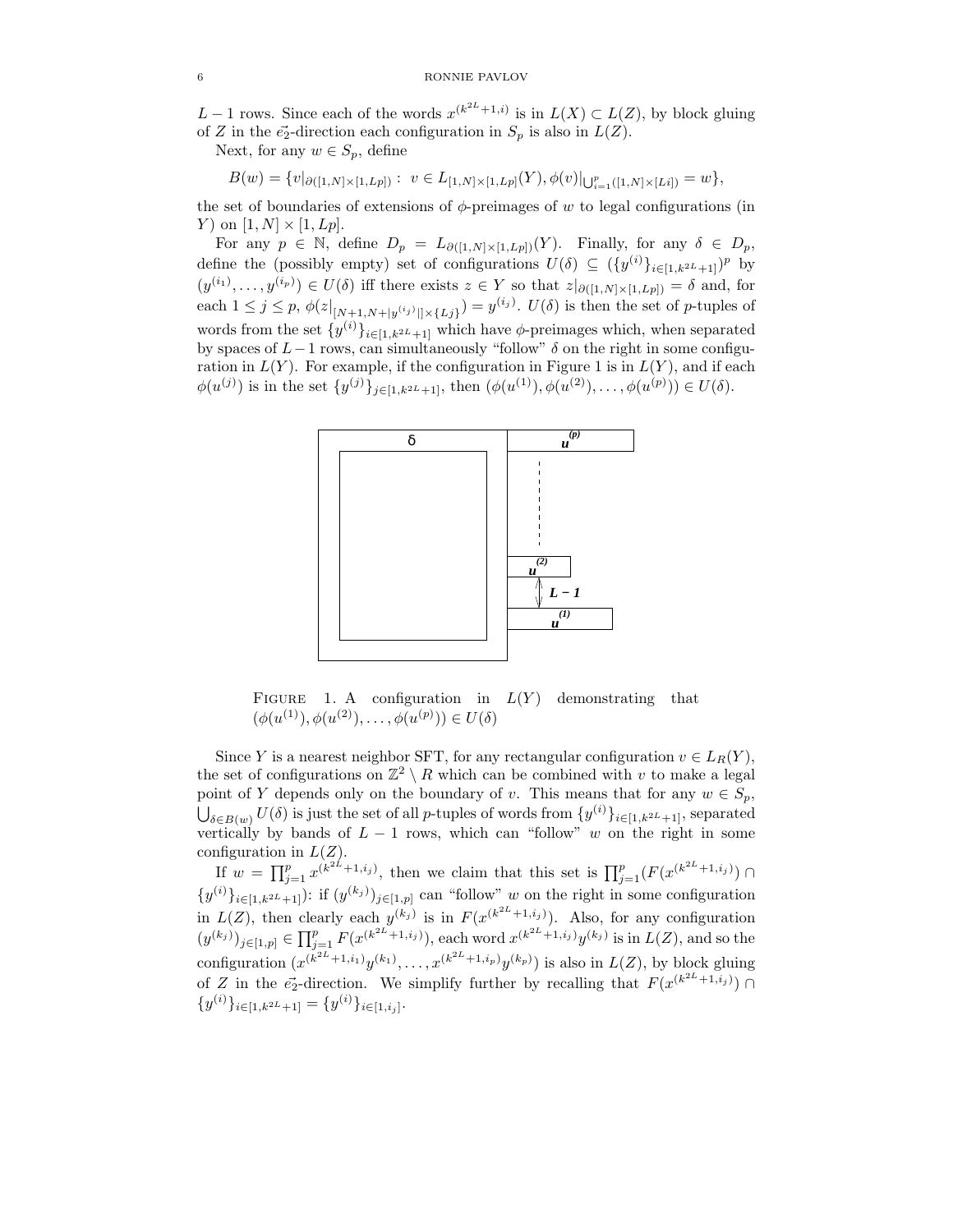$L-1$ rows. Since each of the words $x^{(k^{2L}+1,i)}$ is in $L(X) \subset L(Z)$, by block gluing of $Z$ in the $\vec{e_2}$-direction each configuration in $S_p$ is also in $L(Z)$.

Next, for any $w \in S_p$, define

$$B(w) = \{v|_{\partial([1,N]\times[1,Lp])} : \ v \in L_{[1,N]\times[1,Lp]}(Y), \phi(v)|_{\bigcup_{i=1}^{p}([1,N]\times[Li])} = w\},$$

the set of boundaries of extensions of $\phi$-preimages of $w$ to legal configurations (in $Y$) on $[1,N]\times[1,Lp]$.

For any $p \in \mathbb{N}$, define $D_p = L_{\partial([1,N]\times[1,Lp])}(Y)$. Finally, for any $\delta \in D_p$, define the (possibly empty) set of configurations $U(\delta) \subseteq (\{y^{(i)}\}_{i\in[1,k^{2L}+1]})^p$ by $(y^{(i_1)},\ldots,y^{(i_p)}) \in U(\delta)$ iff there exists $z \in Y$ so that $z|_{\partial([1,N]\times[1,Lp])} = \delta$ and, for each $1 \le j \le p$, $\phi(z|_{[N+1,N+|y^{(i_j)}|]\times\{Lj\}}) = y^{(i_j)}$. $U(\delta)$ is then the set of $p$-tuples of words from the set $\{y^{(i)}\}_{i\in[1,k^{2L}+1]}$ which have $\phi$-preimages which, when separated by spaces of $L-1$ rows, can simultaneously "follow" $\delta$ on the right in some configuration in $L(Y)$. For example, if the configuration in Figure 1 is in $L(Y)$, and if each $\phi(u^{(j)})$ is in the set $\{y^{(j)}\}_{j\in[1,k^{2L}+1]}$, then $(\phi(u^{(1)}),\phi(u^{(2)}),\ldots,\phi(u^{(p)})) \in U(\delta)$.

Figure 1. A configuration in $L(Y)$ demonstrating that $(\phi(u^{(1)}),\phi(u^{(2)}),\ldots,\phi(u^{(p)})) \in U(\delta)$

Since $Y$ is a nearest neighbor SFT, for any rectangular configuration $v \in L_R(Y)$, the set of configurations on $\mathbb{Z}^2 \setminus R$ which can be combined with $v$ to make a legal point of $Y$ depends only on the boundary of $v$. This means that for any $w \in S_p$, $\bigcup_{\delta\in B(w)} U(\delta)$ is just the set of all $p$-tuples of words from $\{y^{(i)}\}_{i\in[1,k^{2L}+1]}$, separated vertically by bands of $L-1$ rows, which can "follow" $w$ on the right in some configuration in $L(Z)$.

If $w = \prod_{j=1}^{p} x^{(k^{2L}+1,i_j)}$, then we claim that this set is $\prod_{j=1}^{p}(F(x^{(k^{2L}+1,i_j)}) \cap \{y^{(i)}\}_{i\in[1,k^{2L}+1]})$: if $(y^{(k_j)})_{j\in[1,p]}$ can "follow" $w$ on the right in some configuration in $L(Z)$, then clearly each $y^{(k_j)}$ is in $F(x^{(k^{2L}+1,i_j)})$. Also, for any configuration $(y^{(k_j)})_{j\in[1,p]} \in \prod_{j=1}^{p} F(x^{(k^{2L}+1,i_j)})$, each word $x^{(k^{2L}+1,i_j)}y^{(k_j)}$ is in $L(Z)$, and so the configuration $(x^{(k^{2L}+1,i_1)}y^{(k_1)},\ldots,x^{(k^{2L}+1,i_p)}y^{(k_p)})$ is also in $L(Z)$, by block gluing of $Z$ in the $\vec{e_2}$-direction. We simplify further by recalling that $F(x^{(k^{2L}+1,i_j)}) \cap \{y^{(i)}\}_{i\in[1,k^{2L}+1]} = \{y^{(i)}\}_{i\in[1,i_j]}$.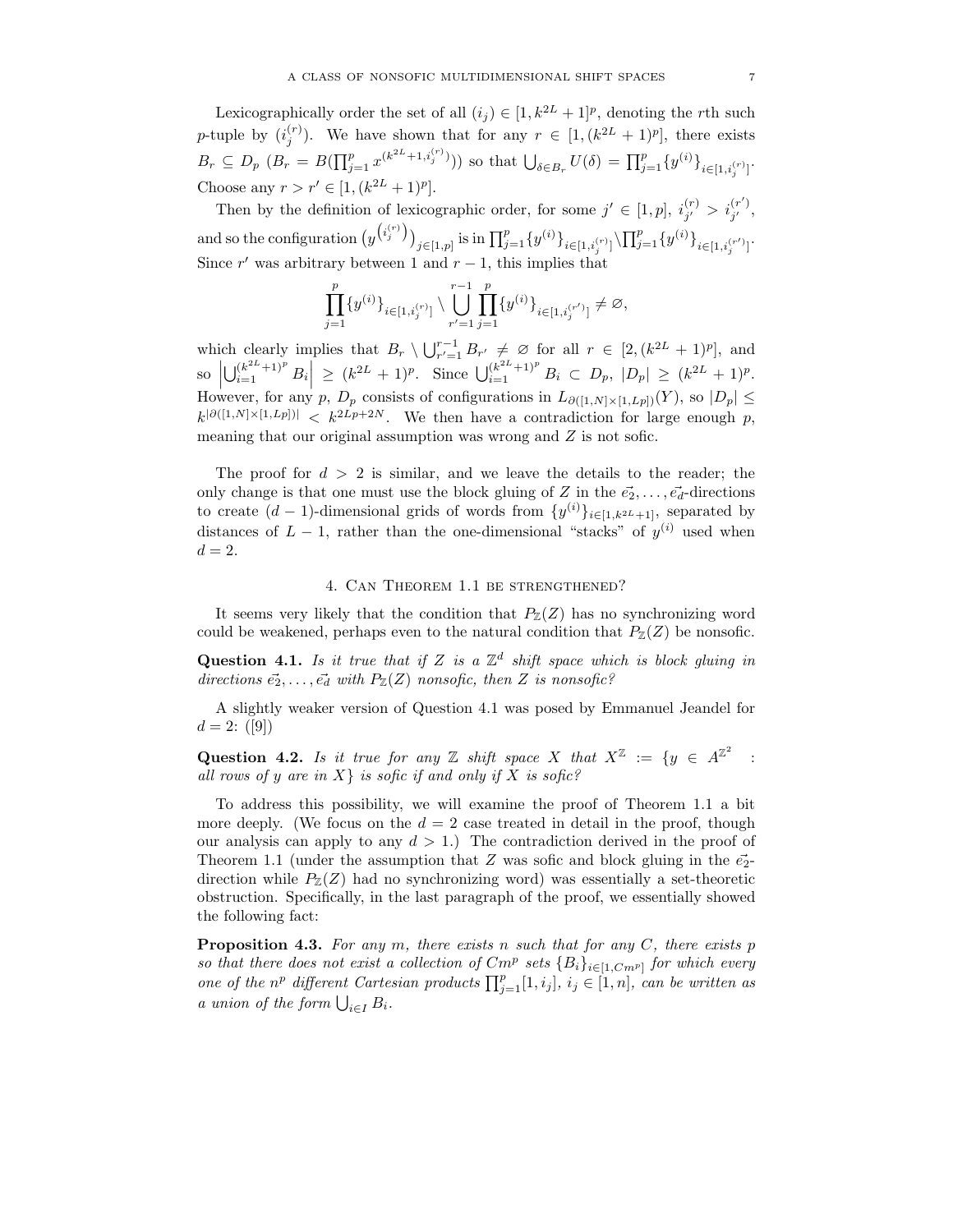Lexicographically order the set of all $(i_j) \in [1, k^{2L}+1]^p$, denoting the $r$th such $p$-tuple by $(i_j^{(r)})$. We have shown that for any $r \in [1, (k^{2L}+1)^p]$, there exists $B_r \subseteq D_p$ ($B_r = B(\prod_{j=1}^p x^{(k^{2L}+1, i_j^{(r)})})$) so that $\bigcup_{\delta \in B_r} U(\delta) = \prod_{j=1}^p \{y^{(i)}\}_{i \in [1, i_j^{(r)}]}$. Choose any $r > r' \in [1, (k^{2L}+1)^p]$.

Then by the definition of lexicographic order, for some $j' \in [1, p]$, $i_{j'}^{(r)} > i_{j'}^{(r')}$, and so the configuration $\big(y^{\left(i_j^{(r)}\right)}\big)_{j \in [1,p]}$ is in $\prod_{j=1}^p \{y^{(i)}\}_{i \in [1, i_j^{(r)}]} \setminus \prod_{j=1}^p \{y^{(i)}\}_{i \in [1, i_j^{(r')}]}$. Since $r'$ was arbitrary between 1 and $r-1$, this implies that

$$\prod_{j=1}^p \{y^{(i)}\}_{i \in [1, i_j^{(r)}]} \setminus \bigcup_{r'=1}^{r-1} \prod_{j=1}^p \{y^{(i)}\}_{i \in [1, i_j^{(r')}]} \neq \varnothing,$$

which clearly implies that $B_r \setminus \bigcup_{r'=1}^{r-1} B_{r'} \neq \varnothing$ for all $r \in [2, (k^{2L}+1)^p]$, and so $\left|\bigcup_{i=1}^{(k^{2L}+1)^p} B_i\right| \geq (k^{2L}+1)^p$. Since $\bigcup_{i=1}^{(k^{2L}+1)^p} B_i \subset D_p$, $|D_p| \geq (k^{2L}+1)^p$. However, for any $p$, $D_p$ consists of configurations in $L_{\partial([1,N] \times [1,Lp])}(Y)$, so $|D_p| \leq k^{|\partial([1,N] \times [1,Lp])|} < k^{2Lp+2N}$. We then have a contradiction for large enough $p$, meaning that our original assumption was wrong and $Z$ is not sofic.

The proof for $d > 2$ is similar, and we leave the details to the reader; the only change is that one must use the block gluing of $Z$ in the $\vec{e_2}, \ldots, \vec{e_d}$-directions to create $(d-1)$-dimensional grids of words from $\{y^{(i)}\}_{i \in [1, k^{2L}+1]}$, separated by distances of $L-1$, rather than the one-dimensional "stacks" of $y^{(i)}$ used when $d = 2$.

## 4. Can Theorem 1.1 be strengthened?

It seems very likely that the condition that $P_{\mathbb{Z}}(Z)$ has no synchronizing word could be weakened, perhaps even to the natural condition that $P_{\mathbb{Z}}(Z)$ be nonsofic.

**Question 4.1.** *Is it true that if $Z$ is a $\mathbb{Z}^d$ shift space which is block gluing in directions $\vec{e_2}, \ldots, \vec{e_d}$ with $P_{\mathbb{Z}}(Z)$ nonsofic, then $Z$ is nonsofic?*

A slightly weaker version of Question 4.1 was posed by Emmanuel Jeandel for $d = 2$: ([9])

**Question 4.2.** *Is it true for any $\mathbb{Z}$ shift space $X$ that $X^{\mathbb{Z}} := \{y \in A^{\mathbb{Z}^2}$ : all rows of $y$ are in $X\}$ is sofic if and only if $X$ is sofic?*

To address this possibility, we will examine the proof of Theorem 1.1 a bit more deeply. (We focus on the $d = 2$ case treated in detail in the proof, though our analysis can apply to any $d > 1$.) The contradiction derived in the proof of Theorem 1.1 (under the assumption that $Z$ was sofic and block gluing in the $\vec{e_2}$-direction while $P_{\mathbb{Z}}(Z)$ had no synchronizing word) was essentially a set-theoretic obstruction. Specifically, in the last paragraph of the proof, we essentially showed the following fact:

**Proposition 4.3.** *For any $m$, there exists $n$ such that for any $C$, there exists $p$ so that there does not exist a collection of $Cm^p$ sets $\{B_i\}_{i \in [1, Cm^p]}$ for which every one of the $n^p$ different Cartesian products $\prod_{j=1}^p [1, i_j]$, $i_j \in [1, n]$, can be written as a union of the form $\bigcup_{i \in I} B_i$.*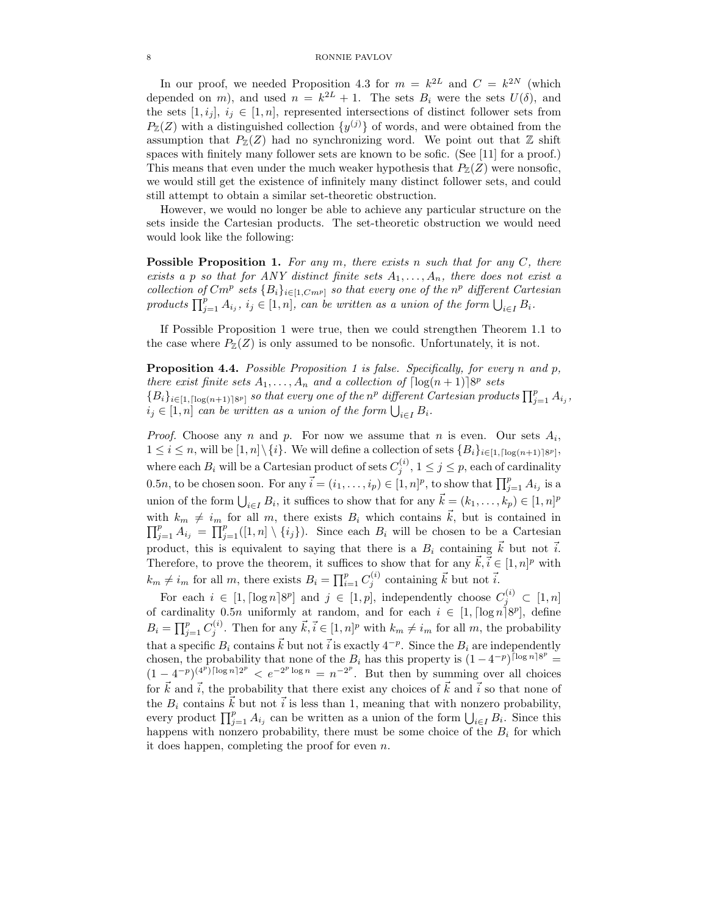In our proof, we needed Proposition 4.3 for $m = k^{2L}$ and $C = k^{2N}$ (which depended on $m$), and used $n = k^{2L} + 1$. The sets $B_i$ were the sets $U(\delta)$, and the sets $[1, i_j]$, $i_j \in [1, n]$, represented intersections of distinct follower sets from $P_{\mathbb{Z}}(Z)$ with a distinguished collection $\{y^{(j)}\}$ of words, and were obtained from the assumption that $P_{\mathbb{Z}}(Z)$ had no synchronizing word. We point out that $\mathbb{Z}$ shift spaces with finitely many follower sets are known to be sofic. (See [11] for a proof.) This means that even under the much weaker hypothesis that $P_{\mathbb{Z}}(Z)$ were nonsofic, we would still get the existence of infinitely many distinct follower sets, and could still attempt to obtain a similar set-theoretic obstruction.

However, we would no longer be able to achieve any particular structure on the sets inside the Cartesian products. The set-theoretic obstruction we would need would look like the following:

**Possible Proposition 1.** *For any $m$, there exists $n$ such that for any $C$, there exists a $p$ so that for ANY distinct finite sets $A_1, \ldots, A_n$, there does not exist a collection of $Cm^p$ sets $\{B_i\}_{i \in [1, Cm^p]}$ so that every one of the $n^p$ different Cartesian products $\prod_{j=1}^{p} A_{i_j}$, $i_j \in [1, n]$, can be written as a union of the form $\bigcup_{i \in I} B_i$.*

If Possible Proposition 1 were true, then we could strengthen Theorem 1.1 to the case where $P_{\mathbb{Z}}(Z)$ is only assumed to be nonsofic. Unfortunately, it is not.

**Proposition 4.4.** *Possible Proposition 1 is false. Specifically, for every $n$ and $p$, there exist finite sets $A_1, \ldots, A_n$ and a collection of $\lceil \log(n+1) \rceil 8^p$ sets $\{B_i\}_{i \in [1, \lceil \log(n+1) \rceil 8^p]}$ so that every one of the $n^p$ different Cartesian products $\prod_{j=1}^{p} A_{i_j}$, $i_j \in [1, n]$ can be written as a union of the form $\bigcup_{i \in I} B_i$.*

*Proof.* Choose any $n$ and $p$. For now we assume that $n$ is even. Our sets $A_i$, $1 \leq i \leq n$, will be $[1, n] \setminus \{i\}$. We will define a collection of sets $\{B_i\}_{i \in [1, \lceil \log(n+1) \rceil 8^p]}$, where each $B_i$ will be a Cartesian product of sets $C_j^{(i)}$, $1 \leq j \leq p$, each of cardinality $0.5n$, to be chosen soon. For any $\vec{i} = (i_1, \ldots, i_p) \in [1, n]^p$, to show that $\prod_{j=1}^{p} A_{i_j}$ is a union of the form $\bigcup_{i \in I} B_i$, it suffices to show that for any $\vec{k} = (k_1, \ldots, k_p) \in [1, n]^p$ with $k_m \neq i_m$ for all $m$, there exists $B_i$ which contains $\vec{k}$, but is contained in $\prod_{j=1}^{p} A_{i_j} = \prod_{j=1}^{p} ([1, n] \setminus \{i_j\})$. Since each $B_i$ will be chosen to be a Cartesian product, this is equivalent to saying that there is a $B_i$ containing $\vec{k}$ but not $\vec{i}$. Therefore, to prove the theorem, it suffices to show that for any $\vec{k}, \vec{i} \in [1, n]^p$ with $k_m \neq i_m$ for all $m$, there exists $B_i = \prod_{i=1}^{p} C_j^{(i)}$ containing $\vec{k}$ but not $\vec{i}$.

For each $i \in [1, \lceil \log n \rceil 8^p]$ and $j \in [1, p]$, independently choose $C_j^{(i)} \subset [1, n]$ of cardinality $0.5n$ uniformly at random, and for each $i \in [1, \lceil \log n \rceil 8^p]$, define $B_i = \prod_{j=1}^{p} C_j^{(i)}$. Then for any $\vec{k}, \vec{i} \in [1, n]^p$ with $k_m \neq i_m$ for all $m$, the probability that a specific $B_i$ contains $\vec{k}$ but not $\vec{i}$ is exactly $4^{-p}$. Since the $B_i$ are independently chosen, the probability that none of the $B_i$ has this property is $(1 - 4^{-p})^{\lceil \log n \rceil 8^p} = (1 - 4^{-p})^{(4^p) \lceil \log n \rceil 2^p} < e^{-2^p \log n} = n^{-2^p}$. But then by summing over all choices for $\vec{k}$ and $\vec{i}$, the probability that there exist any choices of $\vec{k}$ and $\vec{i}$ so that none of the $B_i$ contains $\vec{k}$ but not $\vec{i}$ is less than 1, meaning that with nonzero probability, every product $\prod_{j=1}^{p} A_{i_j}$ can be written as a union of the form $\bigcup_{i \in I} B_i$. Since this happens with nonzero probability, there must be some choice of the $B_i$ for which it does happen, completing the proof for even $n$.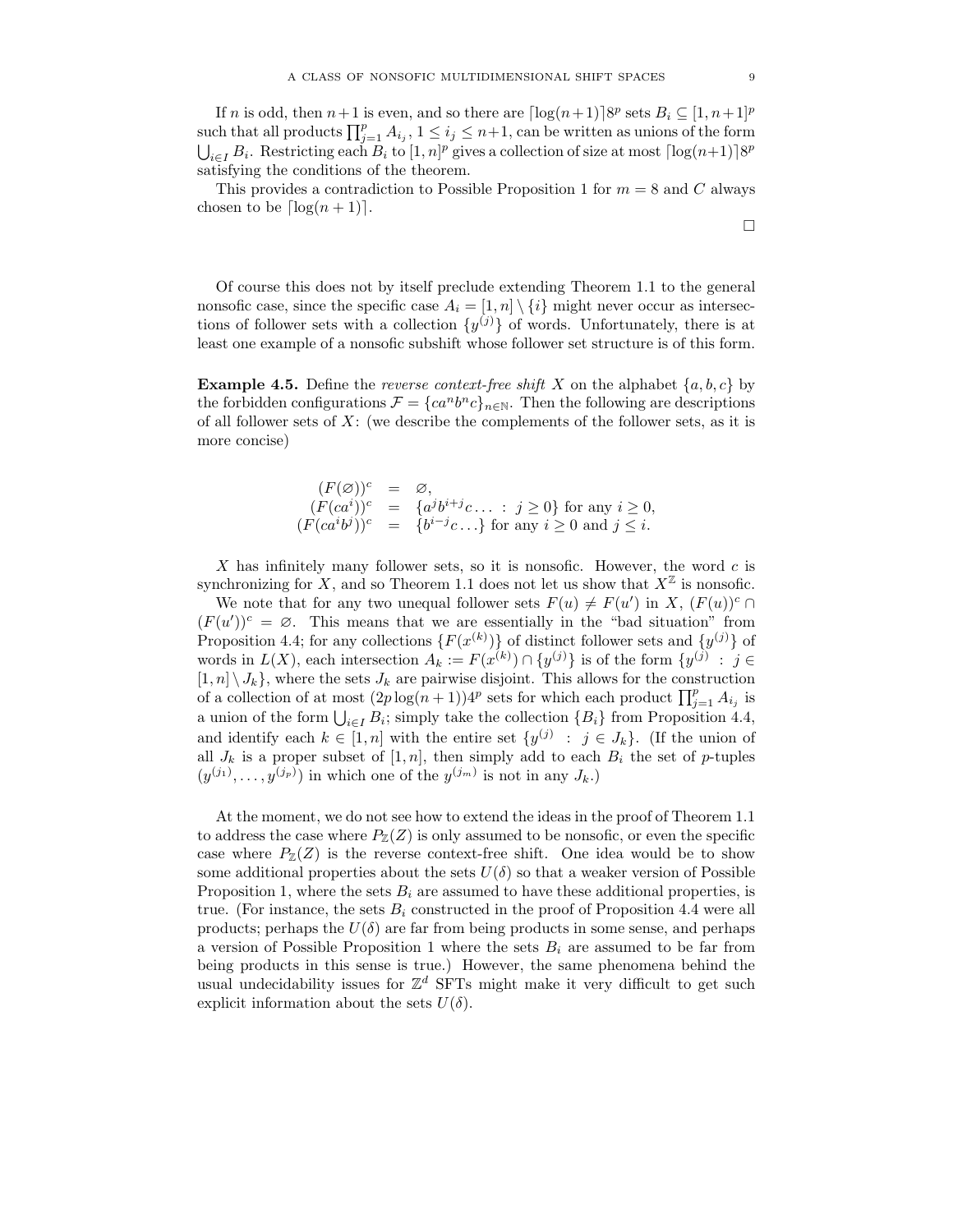If $n$ is odd, then $n+1$ is even, and so there are $\lceil \log(n+1) \rceil 8^p$ sets $B_i \subseteq [1, n+1]^p$ such that all products $\prod_{j=1}^p A_{i_j}$, $1 \leq i_j \leq n+1$, can be written as unions of the form $\bigcup_{i \in I} B_i$. Restricting each $B_i$ to $[1, n]^p$ gives a collection of size at most $\lceil \log(n+1) \rceil 8^p$ satisfying the conditions of the theorem.

This provides a contradiction to Possible Proposition 1 for $m = 8$ and $C$ always chosen to be $\lceil \log(n+1) \rceil$.

$\square$

Of course this does not by itself preclude extending Theorem 1.1 to the general nonsofic case, since the specific case $A_i = [1, n] \setminus \{i\}$ might never occur as intersections of follower sets with a collection $\{y^{(j)}\}$ of words. Unfortunately, there is at least one example of a nonsofic subshift whose follower set structure is of this form.

**Example 4.5.** Define the *reverse context-free shift* $X$ on the alphabet $\{a, b, c\}$ by the forbidden configurations $\mathcal{F} = \{ca^n b^n c\}_{n \in \mathbb{N}}$. Then the following are descriptions of all follower sets of $X$: (we describe the complements of the follower sets, as it is more concise)

$$
\begin{aligned}
(F(\varnothing))^c &= \varnothing, \\
(F(ca^i))^c &= \{a^j b^{i+j} c \ldots \ : \ j \geq 0\} \text{ for any } i \geq 0, \\
(F(ca^i b^j))^c &= \{b^{i-j} c \ldots\} \text{ for any } i \geq 0 \text{ and } j \leq i.
\end{aligned}
$$

$X$ has infinitely many follower sets, so it is nonsofic. However, the word $c$ is synchronizing for $X$, and so Theorem 1.1 does not let us show that $X^{\mathbb{Z}}$ is nonsofic.

We note that for any two unequal follower sets $F(u) \neq F(u')$ in $X$, $(F(u))^c \cap (F(u'))^c = \varnothing$. This means that we are essentially in the "bad situation" from Proposition 4.4; for any collections $\{F(x^{(k)})\}$ of distinct follower sets and $\{y^{(j)}\}$ of words in $L(X)$, each intersection $A_k := F(x^{(k)}) \cap \{y^{(j)}\}$ is of the form $\{y^{(j)} \ : \ j \in [1, n] \setminus J_k\}$, where the sets $J_k$ are pairwise disjoint. This allows for the construction of a collection of at most $(2p \log(n+1))4^p$ sets for which each product $\prod_{j=1}^p A_{i_j}$ is a union of the form $\bigcup_{i \in I} B_i$; simply take the collection $\{B_i\}$ from Proposition 4.4, and identify each $k \in [1, n]$ with the entire set $\{y^{(j)} \ : \ j \in J_k\}$. (If the union of all $J_k$ is a proper subset of $[1, n]$, then simply add to each $B_i$ the set of $p$-tuples $(y^{(j_1)}, \ldots, y^{(j_p)})$ in which one of the $y^{(j_m)}$ is not in any $J_k$.)

At the moment, we do not see how to extend the ideas in the proof of Theorem 1.1 to address the case where $P_{\mathbb{Z}}(Z)$ is only assumed to be nonsofic, or even the specific case where $P_{\mathbb{Z}}(Z)$ is the reverse context-free shift. One idea would be to show some additional properties about the sets $U(\delta)$ so that a weaker version of Possible Proposition 1, where the sets $B_i$ are assumed to have these additional properties, is true. (For instance, the sets $B_i$ constructed in the proof of Proposition 4.4 were all products; perhaps the $U(\delta)$ are far from being products in some sense, and perhaps a version of Possible Proposition 1 where the sets $B_i$ are assumed to be far from being products in this sense is true.) However, the same phenomena behind the usual undecidability issues for $\mathbb{Z}^d$ SFTs might make it very difficult to get such explicit information about the sets $U(\delta)$.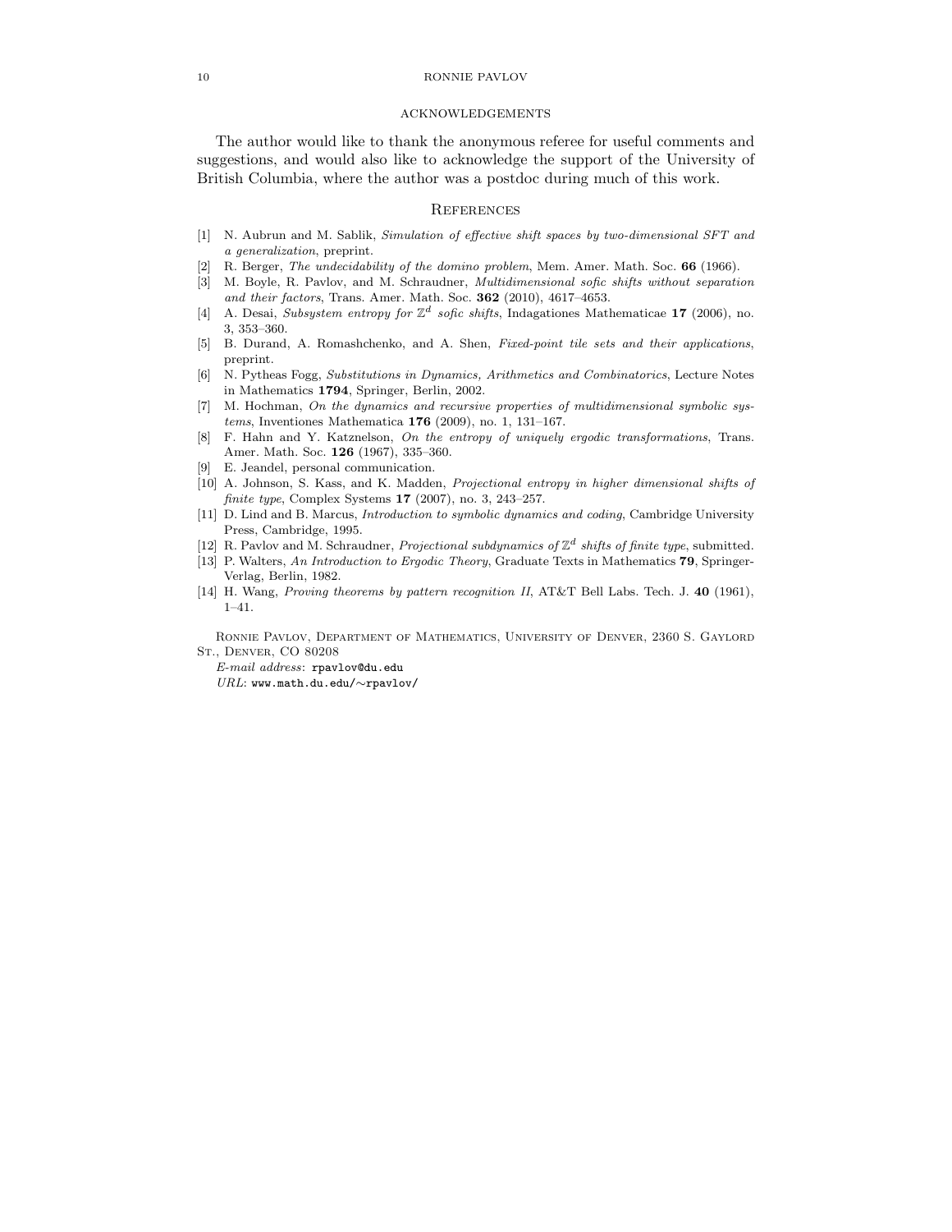## Acknowledgements

The author would like to thank the anonymous referee for useful comments and suggestions, and would also like to acknowledge the support of the University of British Columbia, where the author was a postdoc during much of this work.

## References

[1] N. Aubrun and M. Sablik, *Simulation of effective shift spaces by two-dimensional SFT and a generalization*, preprint.

[2] R. Berger, *The undecidability of the domino problem*, Mem. Amer. Math. Soc. **66** (1966).

[3] M. Boyle, R. Pavlov, and M. Schraudner, *Multidimensional sofic shifts without separation and their factors*, Trans. Amer. Math. Soc. **362** (2010), 4617–4653.

[4] A. Desai, *Subsystem entropy for $\mathbb{Z}^d$ sofic shifts*, Indagationes Mathematicae **17** (2006), no. 3, 353–360.

[5] B. Durand, A. Romashchenko, and A. Shen, *Fixed-point tile sets and their applications*, preprint.

[6] N. Pytheas Fogg, *Substitutions in Dynamics, Arithmetics and Combinatorics*, Lecture Notes in Mathematics **1794**, Springer, Berlin, 2002.

[7] M. Hochman, *On the dynamics and recursive properties of multidimensional symbolic systems*, Inventiones Mathematica **176** (2009), no. 1, 131–167.

[8] F. Hahn and Y. Katznelson, *On the entropy of uniquely ergodic transformations*, Trans. Amer. Math. Soc. **126** (1967), 335–360.

[9] E. Jeandel, personal communication.

[10] A. Johnson, S. Kass, and K. Madden, *Projectional entropy in higher dimensional shifts of finite type*, Complex Systems **17** (2007), no. 3, 243–257.

[11] D. Lind and B. Marcus, *Introduction to symbolic dynamics and coding*, Cambridge University Press, Cambridge, 1995.

[12] R. Pavlov and M. Schraudner, *Projectional subdynamics of $\mathbb{Z}^d$ shifts of finite type*, submitted.

[13] P. Walters, *An Introduction to Ergodic Theory*, Graduate Texts in Mathematics **79**, Springer-Verlag, Berlin, 1982.

[14] H. Wang, *Proving theorems by pattern recognition II*, AT&T Bell Labs. Tech. J. **40** (1961), 1–41.

Ronnie Pavlov, Department of Mathematics, University of Denver, 2360 S. Gaylord St., Denver, CO 80208

*E-mail address*: rpavlov@du.edu

*URL*: www.math.du.edu/∼rpavlov/